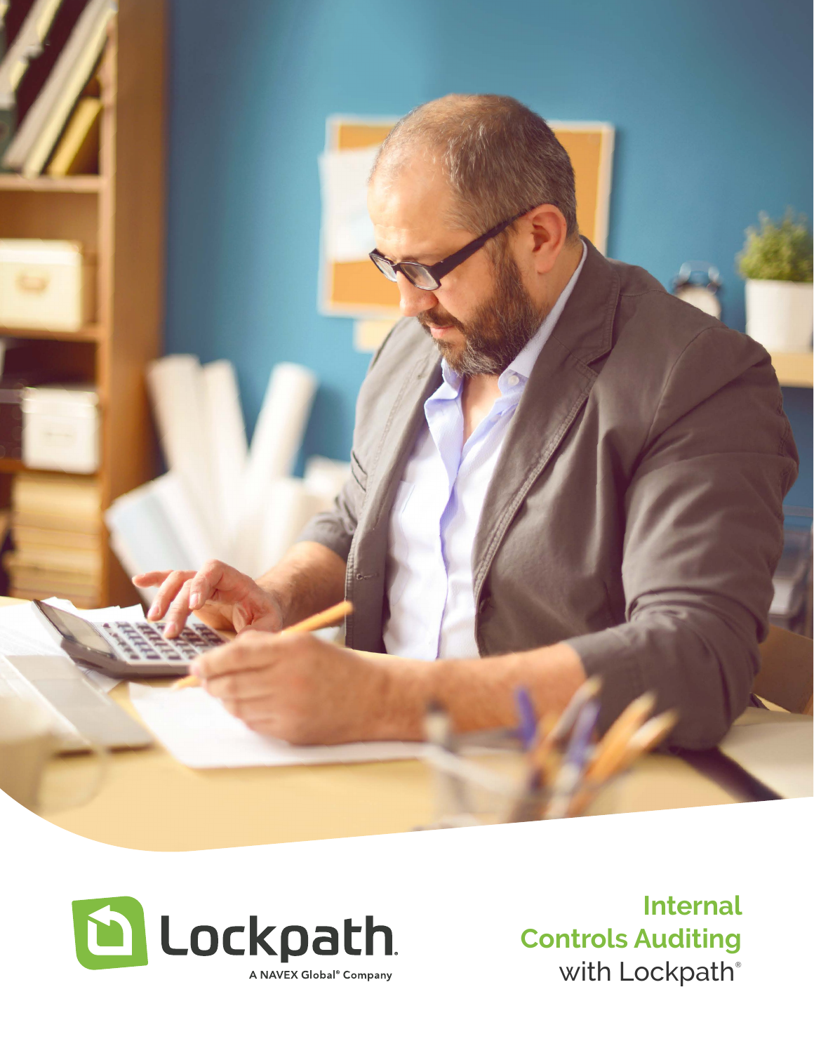Lockpath

A NAVEX Global® Company

# Internal Controls Auditing with Lockpath®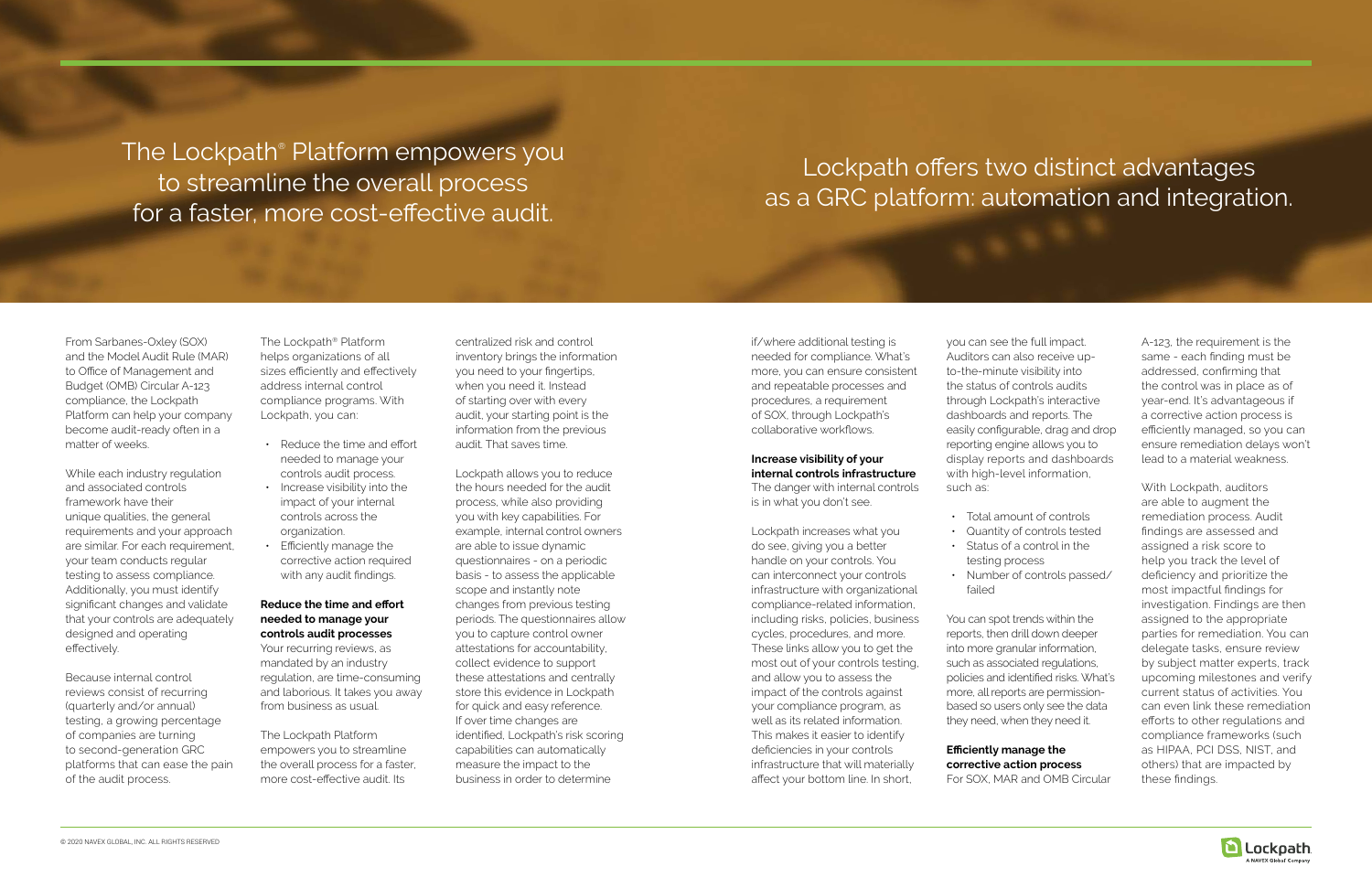# The Lockpath® Platform empowers you to streamline the overall process for a faster, more cost-effective audit.

From Sarbanes-Oxley (SOX) and the Model Audit Rule (MAR) to Office of Management and Budget (OMB) Circular A-123 compliance, the Lockpath Platform can help your company become audit-ready often in a matter of weeks.

While each industry regulation and associated controls framework have their unique qualities, the general requirements and your approach are similar. For each requirement, your team conducts regular testing to assess compliance. Additionally, you must identify significant changes and validate that your controls are adequately designed and operating effectively.

Because internal control reviews consist of recurring (quarterly and/or annual) testing, a growing percentage of companies are turning to second-generation GRC platforms that can ease the pain of the audit process.

The Lockpath® Platform helps organizations of all sizes efficiently and effectively address internal control compliance programs. With Lockpath, you can:

- Reduce the time and effort needed to manage your controls audit process.
- Increase visibility into the impact of your internal controls across the organization.
- Efficiently manage the corrective action required with any audit findings.

**Reduce the time and effort needed to manage your controls audit processes**

Your recurring reviews, as mandated by an industry regulation, are time-consuming and laborious. It takes you away from business as usual.

The Lockpath Platform empowers you to streamline the overall process for a faster, more cost-effective audit. Its centralized risk and control inventory brings the information you need to your fingertips, when you need it. Instead of starting over with every audit, your starting point is the information from the previous audit. That saves time.

Lockpath allows you to reduce the hours needed for the audit process, while also providing you with key capabilities. For example, internal control owners are able to issue dynamic questionnaires - on a periodic basis - to assess the applicable scope and instantly note changes from previous testing periods. The questionnaires allow you to capture control owner attestations for accountability, collect evidence to support these attestations and centrally store this evidence in Lockpath for quick and easy reference. If over time changes are identified, Lockpath's risk scoring capabilities can automatically measure the impact to the business in order to determine if/where additional testing is needed for compliance. What's more, you can ensure consistent and repeatable processes and procedures, a requirement of SOX, through Lockpath's collaborative workflows.

# Lockpath offers two distinct advantages as a GRC platform: automation and integration.

**Increase visibility of your internal controls infrastructure**

The danger with internal controls is in what you don't see.

Lockpath increases what you do see, giving you a better handle on your controls. You can interconnect your controls infrastructure with organizational compliance-related information, including risks, policies, business cycles, procedures, and more. These links allow you to get the most out of your controls testing, and allow you to assess the impact of the controls against your compliance program, as well as its related information. This makes it easier to identify deficiencies in your controls infrastructure that will materially affect your bottom line. In short, you can see the full impact. Auditors can also receive up-to-the-minute visibility into the status of controls audits through Lockpath's interactive dashboards and reports. The easily configurable, drag and drop reporting engine allows you to display reports and dashboards with high-level information, such as:

- Total amount of controls
- Quantity of controls tested
- Status of a control in the testing process
- Number of controls passed/failed

You can spot trends within the reports, then drill down deeper into more granular information, such as associated regulations, policies and identified risks. What's more, all reports are permission-based so users only see the data they need, when they need it.

**Efficiently manage the corrective action process**

For SOX, MAR and OMB Circular A-123, the requirement is the same - each finding must be addressed, confirming that the control was in place as of year-end. It's advantageous if a corrective action process is efficiently managed, so you can ensure remediation delays won't lead to a material weakness.

With Lockpath, auditors are able to augment the remediation process. Audit findings are assessed and assigned a risk score to help you track the level of deficiency and prioritize the most impactful findings for investigation. Findings are then assigned to the appropriate parties for remediation. You can delegate tasks, ensure review by subject matter experts, track upcoming milestones and verify current status of activities. You can even link these remediation efforts to other regulations and compliance frameworks (such as HIPAA, PCI DSS, NIST, and others) that are impacted by these findings.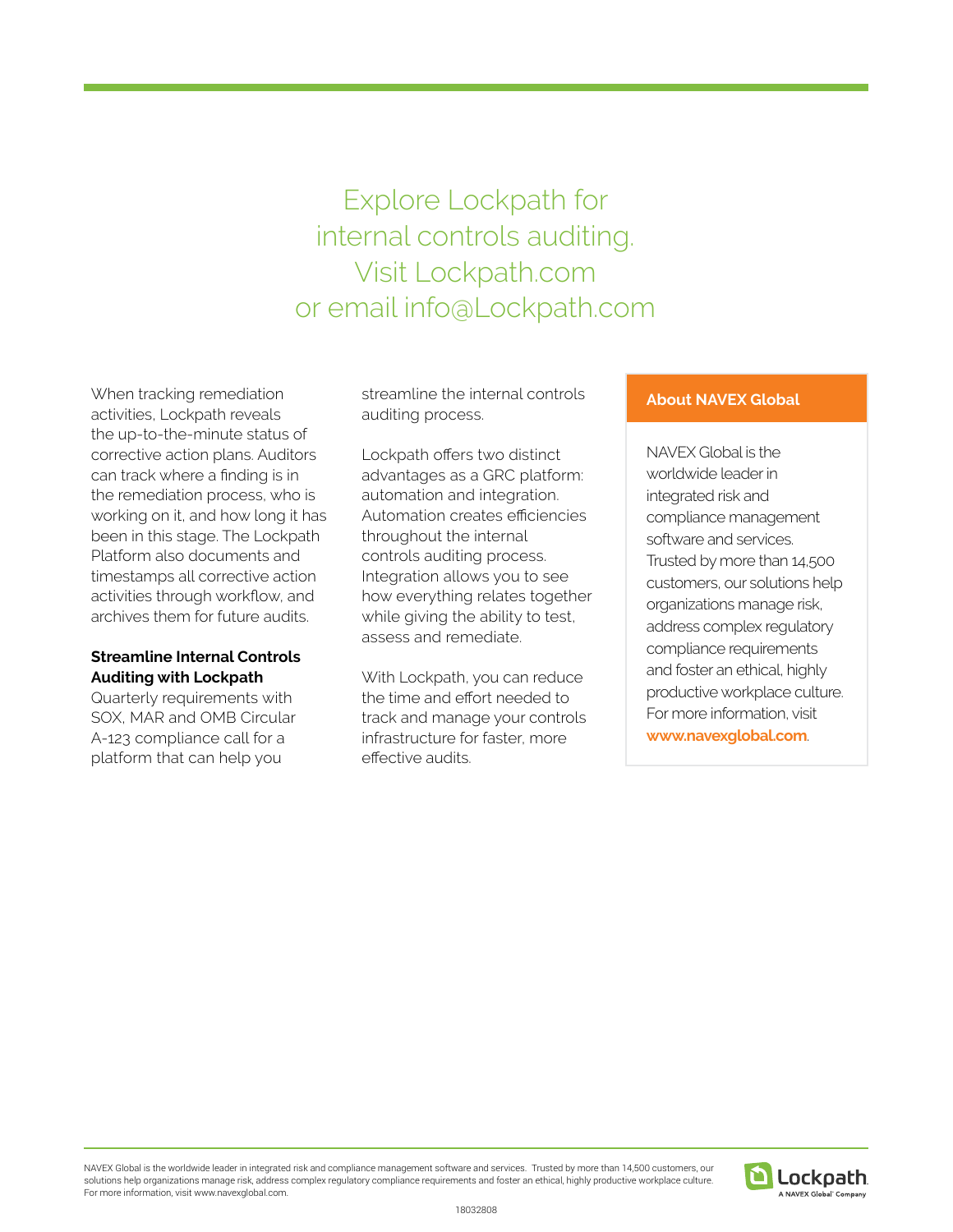Explore Lockpath for internal controls auditing. Visit Lockpath.com or email info@Lockpath.com

When tracking remediation activities, Lockpath reveals the up-to-the-minute status of corrective action plans. Auditors can track where a finding is in the remediation process, who is working on it, and how long it has been in this stage. The Lockpath Platform also documents and timestamps all corrective action activities through workflow, and archives them for future audits.

**Streamline Internal Controls Auditing with Lockpath**

Quarterly requirements with SOX, MAR and OMB Circular A-123 compliance call for a platform that can help you streamline the internal controls auditing process.

Lockpath offers two distinct advantages as a GRC platform: automation and integration. Automation creates efficiencies throughout the internal controls auditing process. Integration allows you to see how everything relates together while giving the ability to test, assess and remediate.

With Lockpath, you can reduce the time and effort needed to track and manage your controls infrastructure for faster, more effective audits.

**About NAVEX Global**

NAVEX Global is the worldwide leader in integrated risk and compliance management software and services. Trusted by more than 14,500 customers, our solutions help organizations manage risk, address complex regulatory compliance requirements and foster an ethical, highly productive workplace culture. For more information, visit **www.navexglobal.com**.

NAVEX Global is the worldwide leader in integrated risk and compliance management software and services. Trusted by more than 14,500 customers, our solutions help organizations manage risk, address complex regulatory compliance requirements and foster an ethical, highly productive workplace culture. For more information, visit www.navexglobal.com.

Lockpath
A NAVEX Global Company

18032808